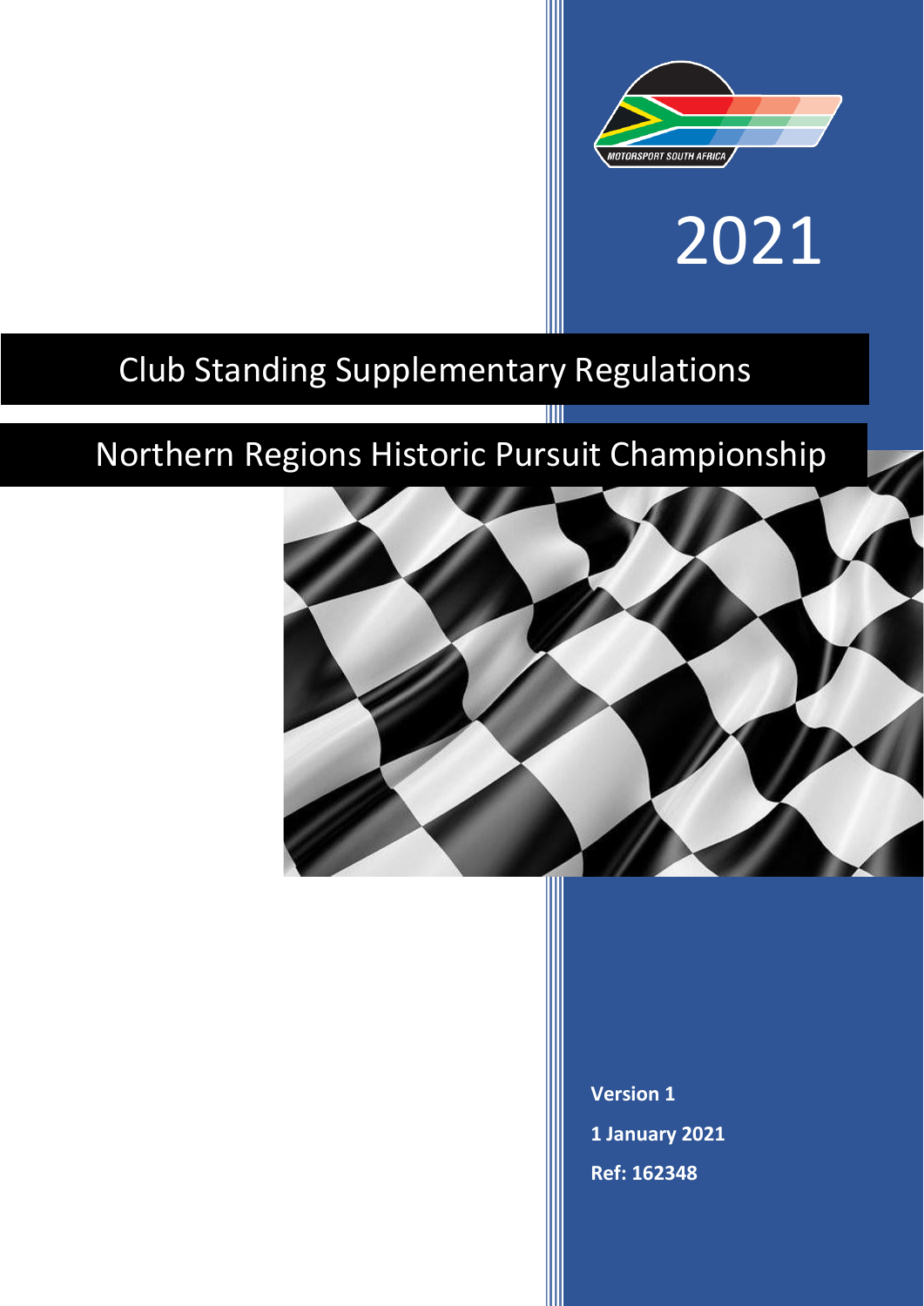2021

# Club Standing Supplementary Regulations

# Northern Regions Historic Pursuit Championship

**Version 1**

**1 January 2021**

**Ref: 162348**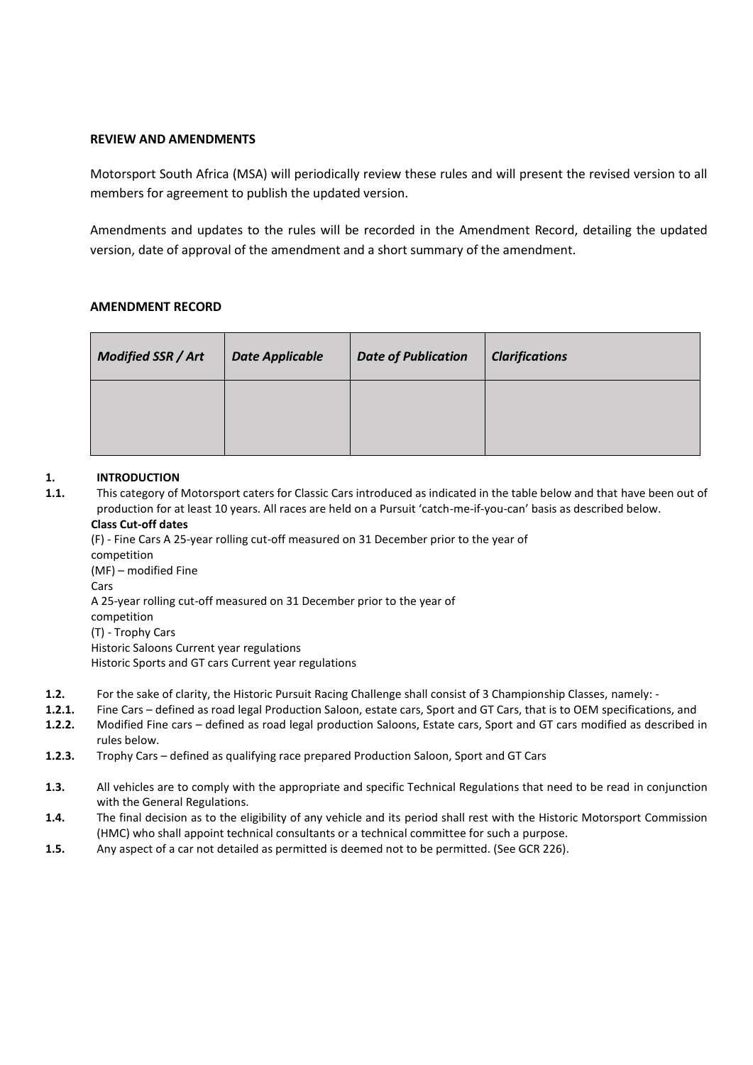**REVIEW AND AMENDMENTS**

Motorsport South Africa (MSA) will periodically review these rules and will present the revised version to all members for agreement to publish the updated version.

Amendments and updates to the rules will be recorded in the Amendment Record, detailing the updated version, date of approval of the amendment and a short summary of the amendment.

**AMENDMENT RECORD**

| *Modified SSR / Art* | *Date Applicable* | *Date of Publication* | *Clarifications* |
|---|---|---|---|
| | | | |

**1. INTRODUCTION**

**1.1.** This category of Motorsport caters for Classic Cars introduced as indicated in the table below and that have been out of production for at least 10 years. All races are held on a Pursuit 'catch-me-if-you-can' basis as described below.

**Class Cut-off dates**

(F) - Fine Cars A 25-year rolling cut-off measured on 31 December prior to the year of competition

(MF) – modified Fine Cars

A 25-year rolling cut-off measured on 31 December prior to the year of competition

(T) - Trophy Cars

Historic Saloons Current year regulations

Historic Sports and GT cars Current year regulations

**1.2.** For the sake of clarity, the Historic Pursuit Racing Challenge shall consist of 3 Championship Classes, namely: -

**1.2.1.** Fine Cars – defined as road legal Production Saloon, estate cars, Sport and GT Cars, that is to OEM specifications, and

**1.2.2.** Modified Fine cars – defined as road legal production Saloons, Estate cars, Sport and GT cars modified as described in rules below.

**1.2.3.** Trophy Cars – defined as qualifying race prepared Production Saloon, Sport and GT Cars

**1.3.** All vehicles are to comply with the appropriate and specific Technical Regulations that need to be read in conjunction with the General Regulations.

**1.4.** The final decision as to the eligibility of any vehicle and its period shall rest with the Historic Motorsport Commission (HMC) who shall appoint technical consultants or a technical committee for such a purpose.

**1.5.** Any aspect of a car not detailed as permitted is deemed not to be permitted. (See GCR 226).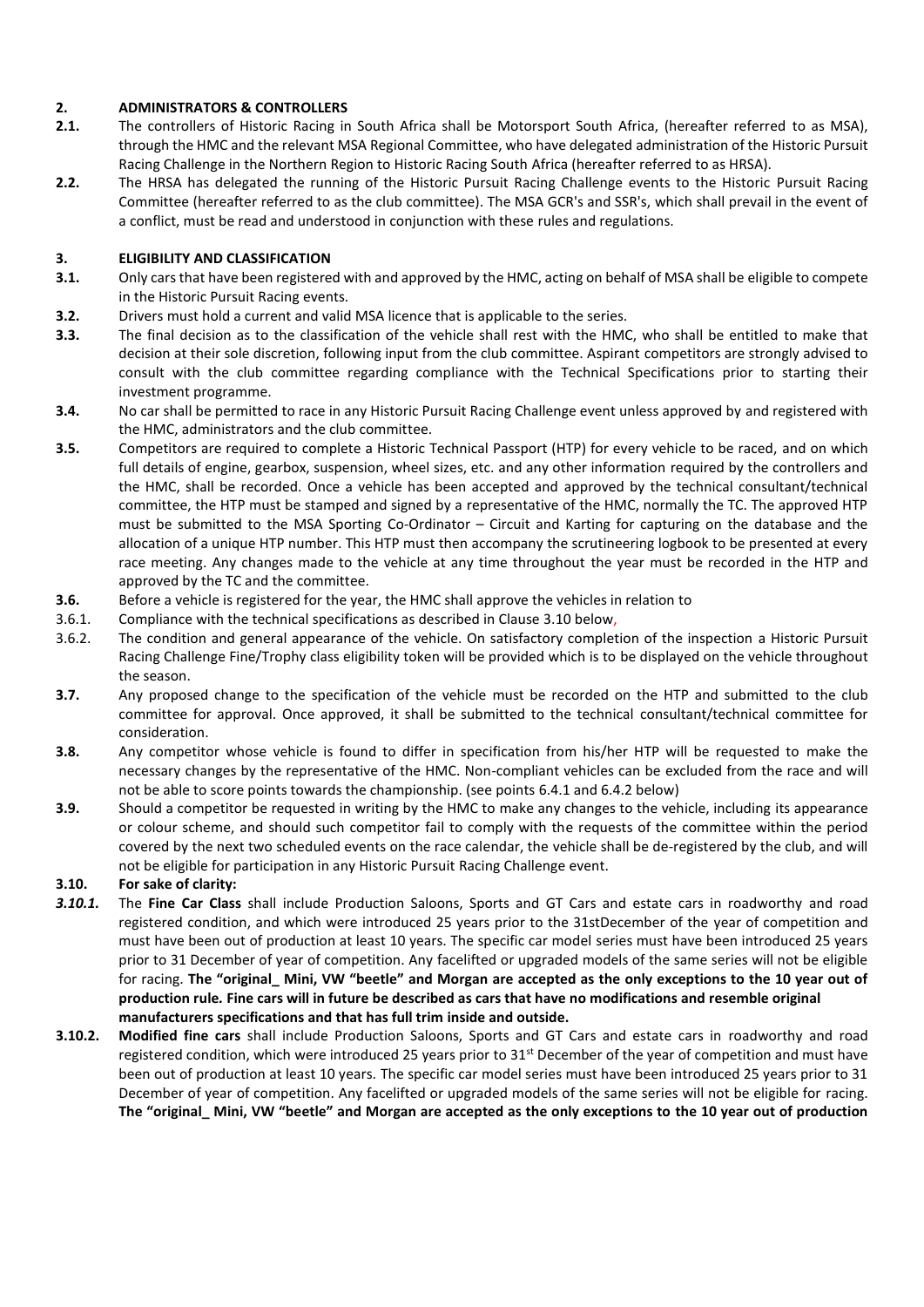## 2. ADMINISTRATORS & CONTROLLERS

**2.1.** The controllers of Historic Racing in South Africa shall be Motorsport South Africa, (hereafter referred to as MSA), through the HMC and the relevant MSA Regional Committee, who have delegated administration of the Historic Pursuit Racing Challenge in the Northern Region to Historic Racing South Africa (hereafter referred to as HRSA).

**2.2.** The HRSA has delegated the running of the Historic Pursuit Racing Challenge events to the Historic Pursuit Racing Committee (hereafter referred to as the club committee). The MSA GCR's and SSR's, which shall prevail in the event of a conflict, must be read and understood in conjunction with these rules and regulations.

## 3. ELIGIBILITY AND CLASSIFICATION

**3.1.** Only cars that have been registered with and approved by the HMC, acting on behalf of MSA shall be eligible to compete in the Historic Pursuit Racing events.

**3.2.** Drivers must hold a current and valid MSA licence that is applicable to the series.

**3.3.** The final decision as to the classification of the vehicle shall rest with the HMC, who shall be entitled to make that decision at their sole discretion, following input from the club committee. Aspirant competitors are strongly advised to consult with the club committee regarding compliance with the Technical Specifications prior to starting their investment programme.

**3.4.** No car shall be permitted to race in any Historic Pursuit Racing Challenge event unless approved by and registered with the HMC, administrators and the club committee.

**3.5.** Competitors are required to complete a Historic Technical Passport (HTP) for every vehicle to be raced, and on which full details of engine, gearbox, suspension, wheel sizes, etc. and any other information required by the controllers and the HMC, shall be recorded. Once a vehicle has been accepted and approved by the technical consultant/technical committee, the HTP must be stamped and signed by a representative of the HMC, normally the TC. The approved HTP must be submitted to the MSA Sporting Co-Ordinator – Circuit and Karting for capturing on the database and the allocation of a unique HTP number. This HTP must then accompany the scrutineering logbook to be presented at every race meeting. Any changes made to the vehicle at any time throughout the year must be recorded in the HTP and approved by the TC and the committee.

**3.6.** Before a vehicle is registered for the year, the HMC shall approve the vehicles in relation to

3.6.1. Compliance with the technical specifications as described in Clause 3.10 below,

3.6.2. The condition and general appearance of the vehicle. On satisfactory completion of the inspection a Historic Pursuit Racing Challenge Fine/Trophy class eligibility token will be provided which is to be displayed on the vehicle throughout the season.

**3.7.** Any proposed change to the specification of the vehicle must be recorded on the HTP and submitted to the club committee for approval. Once approved, it shall be submitted to the technical consultant/technical committee for consideration.

**3.8.** Any competitor whose vehicle is found to differ in specification from his/her HTP will be requested to make the necessary changes by the representative of the HMC. Non-compliant vehicles can be excluded from the race and will not be able to score points towards the championship. (see points 6.4.1 and 6.4.2 below)

**3.9.** Should a competitor be requested in writing by the HMC to make any changes to the vehicle, including its appearance or colour scheme, and should such competitor fail to comply with the requests of the committee within the period covered by the next two scheduled events on the race calendar, the vehicle shall be de-registered by the club, and will not be eligible for participation in any Historic Pursuit Racing Challenge event.

**3.10. For sake of clarity:**

***3.10.1.*** The **Fine Car Class** shall include Production Saloons, Sports and GT Cars and estate cars in roadworthy and road registered condition, and which were introduced 25 years prior to the 31stDecember of the year of competition and must have been out of production at least 10 years. The specific car model series must have been introduced 25 years prior to 31 December of year of competition. Any facelifted or upgraded models of the same series will not be eligible for racing. **The "original_ Mini, VW "beetle" and Morgan are accepted as the only exceptions to the 10 year out of production rule. Fine cars will in future be described as cars that have no modifications and resemble original manufacturers specifications and that has full trim inside and outside.**

**3.10.2.** **Modified fine cars** shall include Production Saloons, Sports and GT Cars and estate cars in roadworthy and road registered condition, which were introduced 25 years prior to 31st December of the year of competition and must have been out of production at least 10 years. The specific car model series must have been introduced 25 years prior to 31 December of year of competition. Any facelifted or upgraded models of the same series will not be eligible for racing. **The "original_ Mini, VW "beetle" and Morgan are accepted as the only exceptions to the 10 year out of production**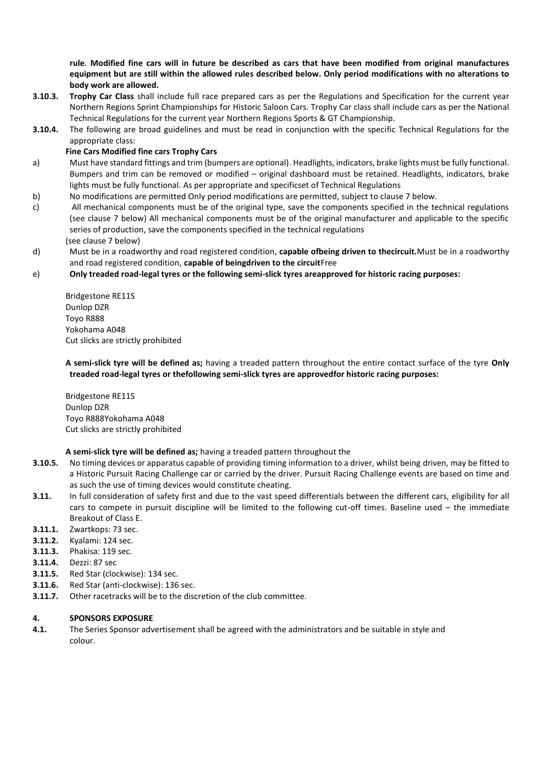**rule. Modified fine cars will in future be described as cars that have been modified from original manufactures equipment but are still within the allowed rules described below. Only period modifications with no alterations to body work are allowed.**

**3.10.3.** **Trophy Car Class** shall include full race prepared cars as per the Regulations and Specification for the current year Northern Regions Sprint Championships for Historic Saloon Cars. Trophy Car class shall include cars as per the National Technical Regulations for the current year Northern Regions Sports & GT Championship.

**3.10.4.** The following are broad guidelines and must be read in conjunction with the specific Technical Regulations for the appropriate class:

**Fine Cars Modified fine cars Trophy Cars**

a) Must have standard fittings and trim (bumpers are optional). Headlights, indicators, brake lights must be fully functional. Bumpers and trim can be removed or modified – original dashboard must be retained. Headlights, indicators, brake lights must be fully functional. As per appropriate and specificset of Technical Regulations

b) No modifications are permitted Only period modifications are permitted, subject to clause 7 below.

c) All mechanical components must be of the original type, save the components specified in the technical regulations (see clause 7 below) All mechanical components must be of the original manufacturer and applicable to the specific series of production, save the components specified in the technical regulations (see clause 7 below)

d) Must be in a roadworthy and road registered condition, **capable ofbeing driven to thecircuit.**Must be in a roadworthy and road registered condition, **capable of beingdriven to the circuit**Free

e) **Only treaded road-legal tyres or the following semi-slick tyres areapproved for historic racing purposes:**

Bridgestone RE11S
Dunlop DZR
Toyo R888
Yokohama A048
Cut slicks are strictly prohibited

**A semi-slick tyre will be defined as;** having a treaded pattern throughout the entire contact surface of the tyre **Only treaded road-legal tyres or thefollowing semi-slick tyres are approvedfor historic racing purposes:**

Bridgestone RE11S
Dunlop DZR
Toyo R888Yokohama A048
Cut slicks are strictly prohibited

**A semi-slick tyre will be defined as;** having a treaded pattern throughout the

**3.10.5.** No timing devices or apparatus capable of providing timing information to a driver, whilst being driven, may be fitted to a Historic Pursuit Racing Challenge car or carried by the driver. Pursuit Racing Challenge events are based on time and as such the use of timing devices would constitute cheating.

**3.11.** In full consideration of safety first and due to the vast speed differentials between the different cars, eligibility for all cars to compete in pursuit discipline will be limited to the following cut-off times. Baseline used – the immediate Breakout of Class E.

**3.11.1.** Zwartkops: 73 sec.
**3.11.2.** Kyalami: 124 sec.
**3.11.3.** Phakisa: 119 sec.
**3.11.4.** Dezzi: 87 sec
**3.11.5.** Red Star (clockwise): 134 sec.
**3.11.6.** Red Star (anti-clockwise): 136 sec.
**3.11.7.** Other racetracks will be to the discretion of the club committee.

## 4. SPONSORS EXPOSURE

**4.1.** The Series Sponsor advertisement shall be agreed with the administrators and be suitable in style and colour.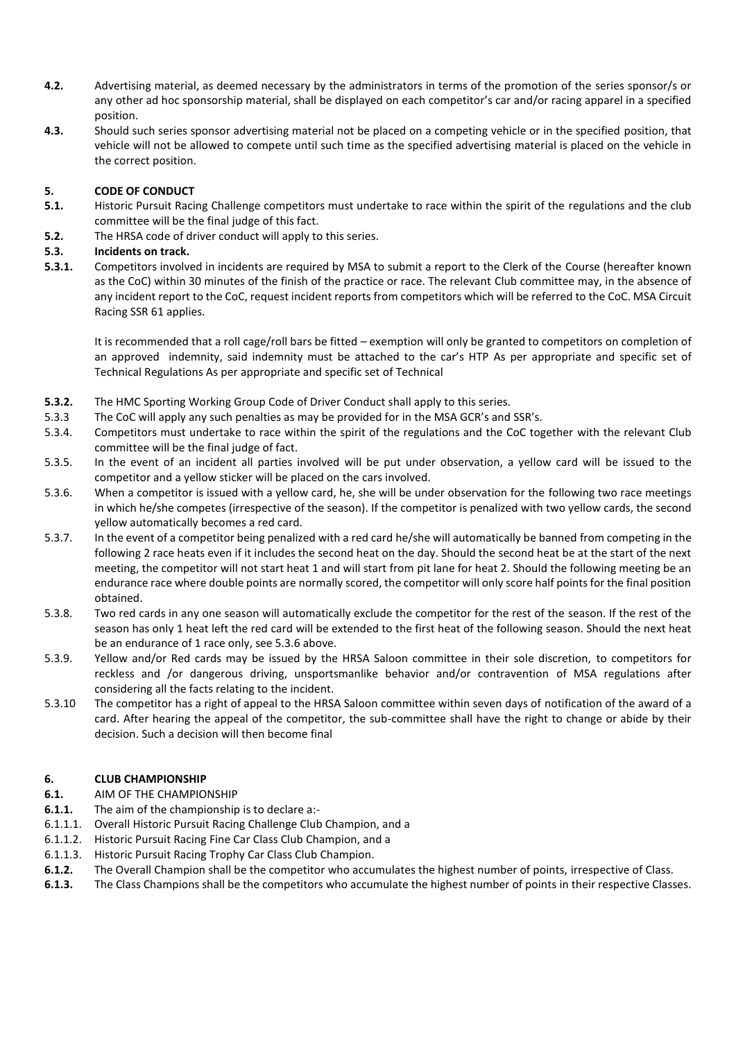**4.2.** Advertising material, as deemed necessary by the administrators in terms of the promotion of the series sponsor/s or any other ad hoc sponsorship material, shall be displayed on each competitor's car and/or racing apparel in a specified position.

**4.3.** Should such series sponsor advertising material not be placed on a competing vehicle or in the specified position, that vehicle will not be allowed to compete until such time as the specified advertising material is placed on the vehicle in the correct position.

## 5. CODE OF CONDUCT

**5.1.** Historic Pursuit Racing Challenge competitors must undertake to race within the spirit of the regulations and the club committee will be the final judge of this fact.

**5.2.** The HRSA code of driver conduct will apply to this series.

**5.3. Incidents on track.**

**5.3.1.** Competitors involved in incidents are required by MSA to submit a report to the Clerk of the Course (hereafter known as the CoC) within 30 minutes of the finish of the practice or race. The relevant Club committee may, in the absence of any incident report to the CoC, request incident reports from competitors which will be referred to the CoC. MSA Circuit Racing SSR 61 applies.

It is recommended that a roll cage/roll bars be fitted – exemption will only be granted to competitors on completion of an approved indemnity, said indemnity must be attached to the car's HTP As per appropriate and specific set of Technical Regulations As per appropriate and specific set of Technical

**5.3.2.** The HMC Sporting Working Group Code of Driver Conduct shall apply to this series.

5.3.3 The CoC will apply any such penalties as may be provided for in the MSA GCR's and SSR's.

5.3.4. Competitors must undertake to race within the spirit of the regulations and the CoC together with the relevant Club committee will be the final judge of fact.

5.3.5. In the event of an incident all parties involved will be put under observation, a yellow card will be issued to the competitor and a yellow sticker will be placed on the cars involved.

5.3.6. When a competitor is issued with a yellow card, he, she will be under observation for the following two race meetings in which he/she competes (irrespective of the season). If the competitor is penalized with two yellow cards, the second yellow automatically becomes a red card.

5.3.7. In the event of a competitor being penalized with a red card he/she will automatically be banned from competing in the following 2 race heats even if it includes the second heat on the day. Should the second heat be at the start of the next meeting, the competitor will not start heat 1 and will start from pit lane for heat 2. Should the following meeting be an endurance race where double points are normally scored, the competitor will only score half points for the final position obtained.

5.3.8. Two red cards in any one season will automatically exclude the competitor for the rest of the season. If the rest of the season has only 1 heat left the red card will be extended to the first heat of the following season. Should the next heat be an endurance of 1 race only, see 5.3.6 above.

5.3.9. Yellow and/or Red cards may be issued by the HRSA Saloon committee in their sole discretion, to competitors for reckless and /or dangerous driving, unsportsmanlike behavior and/or contravention of MSA regulations after considering all the facts relating to the incident.

5.3.10 The competitor has a right of appeal to the HRSA Saloon committee within seven days of notification of the award of a card. After hearing the appeal of the competitor, the sub-committee shall have the right to change or abide by their decision. Such a decision will then become final

## 6. CLUB CHAMPIONSHIP

**6.1.** AIM OF THE CHAMPIONSHIP

**6.1.1.** The aim of the championship is to declare a:-

6.1.1.1. Overall Historic Pursuit Racing Challenge Club Champion, and a

6.1.1.2. Historic Pursuit Racing Fine Car Class Club Champion, and a

6.1.1.3. Historic Pursuit Racing Trophy Car Class Club Champion.

**6.1.2.** The Overall Champion shall be the competitor who accumulates the highest number of points, irrespective of Class.

**6.1.3.** The Class Champions shall be the competitors who accumulate the highest number of points in their respective Classes.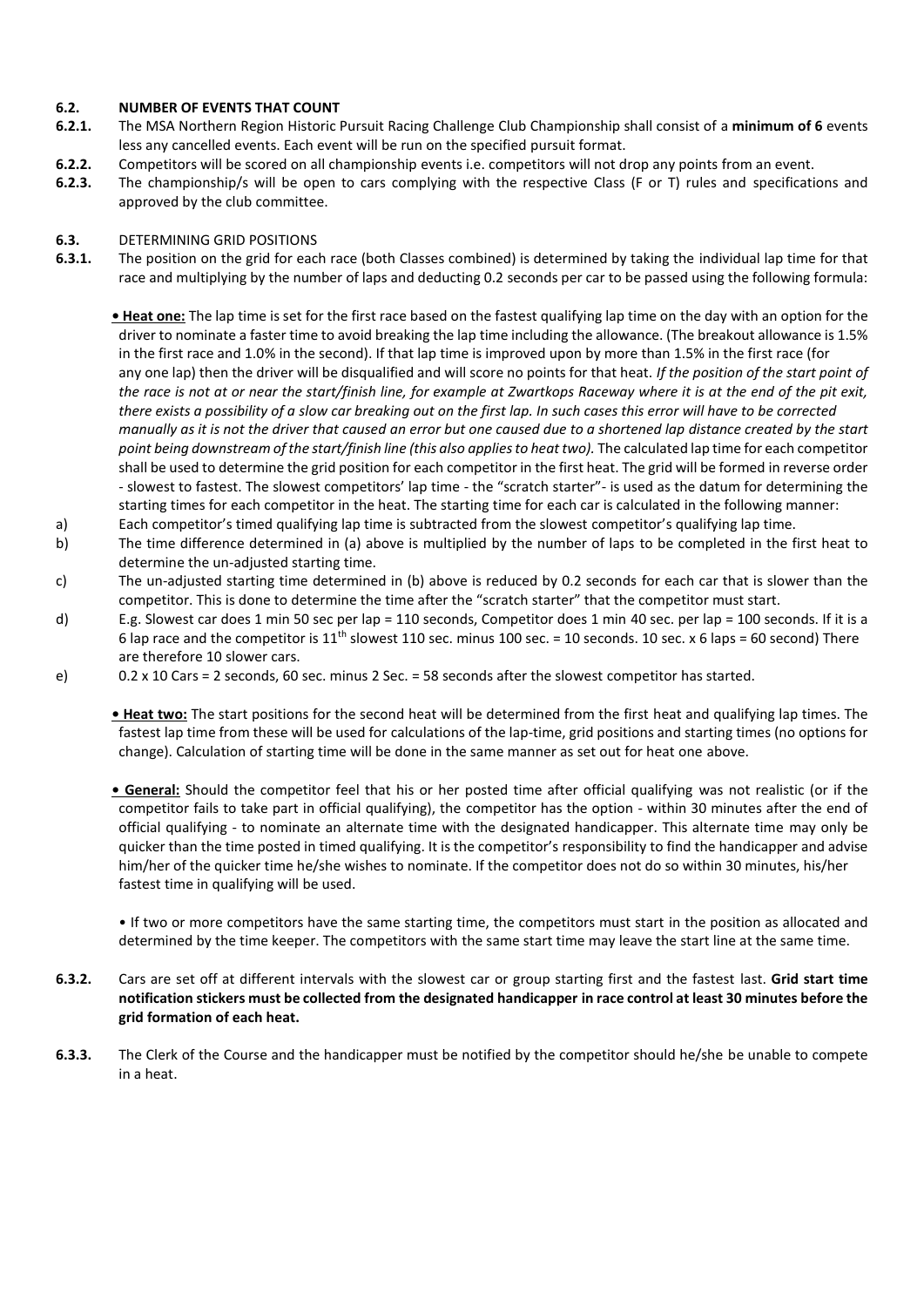### 6.2. NUMBER OF EVENTS THAT COUNT

**6.2.1.** The MSA Northern Region Historic Pursuit Racing Challenge Club Championship shall consist of a **minimum of 6** events less any cancelled events. Each event will be run on the specified pursuit format.

**6.2.2.** Competitors will be scored on all championship events i.e. competitors will not drop any points from an event.

**6.2.3.** The championship/s will be open to cars complying with the respective Class (F or T) rules and specifications and approved by the club committee.

### 6.3. DETERMINING GRID POSITIONS

**6.3.1.** The position on the grid for each race (both Classes combined) is determined by taking the individual lap time for that race and multiplying by the number of laps and deducting 0.2 seconds per car to be passed using the following formula:

**• <u>Heat one:</u>** The lap time is set for the first race based on the fastest qualifying lap time on the day with an option for the driver to nominate a faster time to avoid breaking the lap time including the allowance. (The breakout allowance is 1.5% in the first race and 1.0% in the second). If that lap time is improved upon by more than 1.5% in the first race (for any one lap) then the driver will be disqualified and will score no points for that heat. *If the position of the start point of the race is not at or near the start/finish line, for example at Zwartkops Raceway where it is at the end of the pit exit, there exists a possibility of a slow car breaking out on the first lap. In such cases this error will have to be corrected manually as it is not the driver that caused an error but one caused due to a shortened lap distance created by the start point being downstream of the start/finish line (this also applies to heat two).* The calculated lap time for each competitor shall be used to determine the grid position for each competitor in the first heat. The grid will be formed in reverse order - slowest to fastest. The slowest competitors' lap time - the "scratch starter"- is used as the datum for determining the starting times for each competitor in the heat. The starting time for each car is calculated in the following manner:

a) Each competitor's timed qualifying lap time is subtracted from the slowest competitor's qualifying lap time.

b) The time difference determined in (a) above is multiplied by the number of laps to be completed in the first heat to determine the un-adjusted starting time.

c) The un-adjusted starting time determined in (b) above is reduced by 0.2 seconds for each car that is slower than the competitor. This is done to determine the time after the "scratch starter" that the competitor must start.

d) E.g. Slowest car does 1 min 50 sec per lap = 110 seconds, Competitor does 1 min 40 sec. per lap = 100 seconds. If it is a 6 lap race and the competitor is 11th slowest 110 sec. minus 100 sec. = 10 seconds. 10 sec. x 6 laps = 60 second) There are therefore 10 slower cars.

e) 0.2 x 10 Cars = 2 seconds, 60 sec. minus 2 Sec. = 58 seconds after the slowest competitor has started.

**• <u>Heat two:</u>** The start positions for the second heat will be determined from the first heat and qualifying lap times. The fastest lap time from these will be used for calculations of the lap-time, grid positions and starting times (no options for change). Calculation of starting time will be done in the same manner as set out for heat one above.

**• <u>General:</u>** Should the competitor feel that his or her posted time after official qualifying was not realistic (or if the competitor fails to take part in official qualifying), the competitor has the option - within 30 minutes after the end of official qualifying - to nominate an alternate time with the designated handicapper. This alternate time may only be quicker than the time posted in timed qualifying. It is the competitor's responsibility to find the handicapper and advise him/her of the quicker time he/she wishes to nominate. If the competitor does not do so within 30 minutes, his/her fastest time in qualifying will be used.

• If two or more competitors have the same starting time, the competitors must start in the position as allocated and determined by the time keeper. The competitors with the same start time may leave the start line at the same time.

**6.3.2.** Cars are set off at different intervals with the slowest car or group starting first and the fastest last. **Grid start time notification stickers must be collected from the designated handicapper in race control at least 30 minutes before the grid formation of each heat.**

**6.3.3.** The Clerk of the Course and the handicapper must be notified by the competitor should he/she be unable to compete in a heat.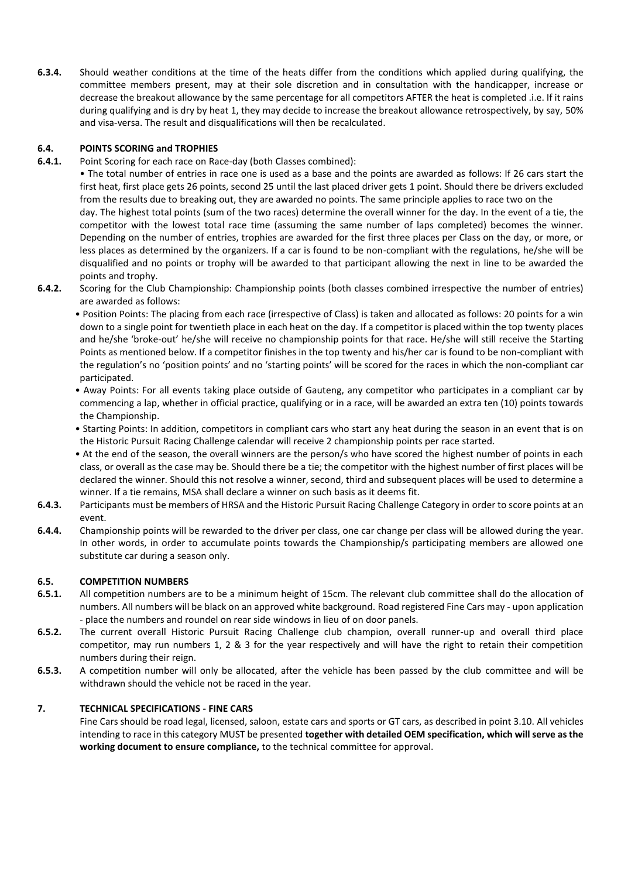**6.3.4.** Should weather conditions at the time of the heats differ from the conditions which applied during qualifying, the committee members present, may at their sole discretion and in consultation with the handicapper, increase or decrease the breakout allowance by the same percentage for all competitors AFTER the heat is completed .i.e. If it rains during qualifying and is dry by heat 1, they may decide to increase the breakout allowance retrospectively, by say, 50% and visa-versa. The result and disqualifications will then be recalculated.

## 6.4. POINTS SCORING and TROPHIES

**6.4.1.** Point Scoring for each race on Race-day (both Classes combined):

• The total number of entries in race one is used as a base and the points are awarded as follows: If 26 cars start the first heat, first place gets 26 points, second 25 until the last placed driver gets 1 point. Should there be drivers excluded from the results due to breaking out, they are awarded no points. The same principle applies to race two on the day. The highest total points (sum of the two races) determine the overall winner for the day. In the event of a tie, the competitor with the lowest total race time (assuming the same number of laps completed) becomes the winner. Depending on the number of entries, trophies are awarded for the first three places per Class on the day, or more, or less places as determined by the organizers. If a car is found to be non-compliant with the regulations, he/she will be disqualified and no points or trophy will be awarded to that participant allowing the next in line to be awarded the points and trophy.

**6.4.2.** Scoring for the Club Championship: Championship points (both classes combined irrespective the number of entries) are awarded as follows:

• Position Points: The placing from each race (irrespective of Class) is taken and allocated as follows: 20 points for a win down to a single point for twentieth place in each heat on the day. If a competitor is placed within the top twenty places and he/she 'broke-out' he/she will receive no championship points for that race. He/she will still receive the Starting Points as mentioned below. If a competitor finishes in the top twenty and his/her car is found to be non-compliant with the regulation's no 'position points' and no 'starting points' will be scored for the races in which the non-compliant car participated.

• Away Points: For all events taking place outside of Gauteng, any competitor who participates in a compliant car by commencing a lap, whether in official practice, qualifying or in a race, will be awarded an extra ten (10) points towards the Championship.

• Starting Points: In addition, competitors in compliant cars who start any heat during the season in an event that is on the Historic Pursuit Racing Challenge calendar will receive 2 championship points per race started.

• At the end of the season, the overall winners are the person/s who have scored the highest number of points in each class, or overall as the case may be. Should there be a tie; the competitor with the highest number of first places will be declared the winner. Should this not resolve a winner, second, third and subsequent places will be used to determine a winner. If a tie remains, MSA shall declare a winner on such basis as it deems fit.

**6.4.3.** Participants must be members of HRSA and the Historic Pursuit Racing Challenge Category in order to score points at an event.

**6.4.4.** Championship points will be rewarded to the driver per class, one car change per class will be allowed during the year. In other words, in order to accumulate points towards the Championship/s participating members are allowed one substitute car during a season only.

## 6.5. COMPETITION NUMBERS

**6.5.1.** All competition numbers are to be a minimum height of 15cm. The relevant club committee shall do the allocation of numbers. All numbers will be black on an approved white background. Road registered Fine Cars may - upon application - place the numbers and roundel on rear side windows in lieu of on door panels.

**6.5.2.** The current overall Historic Pursuit Racing Challenge club champion, overall runner-up and overall third place competitor, may run numbers 1, 2 & 3 for the year respectively and will have the right to retain their competition numbers during their reign.

**6.5.3.** A competition number will only be allocated, after the vehicle has been passed by the club committee and will be withdrawn should the vehicle not be raced in the year.

# 7. TECHNICAL SPECIFICATIONS - FINE CARS

Fine Cars should be road legal, licensed, saloon, estate cars and sports or GT cars, as described in point 3.10. All vehicles intending to race in this category MUST be presented **together with detailed OEM specification, which will serve as the working document to ensure compliance,** to the technical committee for approval.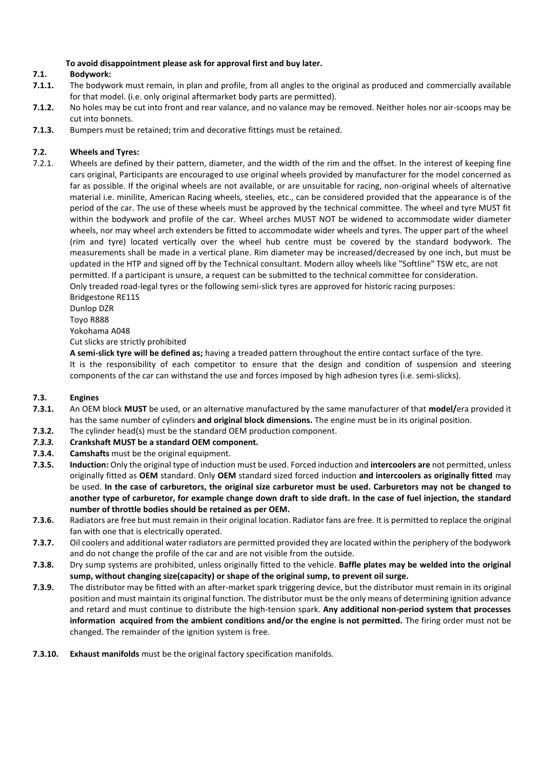**To avoid disappointment please ask for approval first and buy later.**

**7.1. Bodywork:**

**7.1.1.** The bodywork must remain, in plan and profile, from all angles to the original as produced and commercially available for that model. (i.e. only original aftermarket body parts are permitted).

**7.1.2.** No holes may be cut into front and rear valance, and no valance may be removed. Neither holes nor air-scoops may be cut into bonnets.

**7.1.3.** Bumpers must be retained; trim and decorative fittings must be retained.

**7.2. Wheels and Tyres:**

7.2.1. Wheels are defined by their pattern, diameter, and the width of the rim and the offset. In the interest of keeping fine cars original, Participants are encouraged to use original wheels provided by manufacturer for the model concerned as far as possible. If the original wheels are not available, or are unsuitable for racing, non-original wheels of alternative material i.e. minilite, American Racing wheels, steelies, etc., can be considered provided that the appearance is of the period of the car. The use of these wheels must be approved by the technical committee. The wheel and tyre MUST fit within the bodywork and profile of the car. Wheel arches MUST NOT be widened to accommodate wider diameter wheels, nor may wheel arch extenders be fitted to accommodate wider wheels and tyres. The upper part of the wheel (rim and tyre) located vertically over the wheel hub centre must be covered by the standard bodywork. The measurements shall be made in a vertical plane. Rim diameter may be increased/decreased by one inch, but must be updated in the HTP and signed off by the Technical consultant. Modern alloy wheels like "Softline" TSW etc, are not permitted. If a participant is unsure, a request can be submitted to the technical committee for consideration.
Only treaded road-legal tyres or the following semi-slick tyres are approved for historic racing purposes:
Bridgestone RE11S
Dunlop DZR
Toyo R888
Yokohama A048
Cut slicks are strictly prohibited
**A semi-slick tyre will be defined as;** having a treaded pattern throughout the entire contact surface of the tyre.
It is the responsibility of each competitor to ensure that the design and condition of suspension and steering components of the car can withstand the use and forces imposed by high adhesion tyres (i.e. semi-slicks).

**7.3. Engines**

**7.3.1.** An OEM block **MUST** be used, or an alternative manufactured by the same manufacturer of that **model/**era provided it has the same number of cylinders **and original block dimensions.** The engine must be in its original position.

**7.3.2.** The cylinder head(s) must be the standard OEM production component.

***7.3.3.*** **Crankshaft MUST be a standard OEM component.**

**7.3.4.** **Camshafts** must be the original equipment.

**7.3.5.** **Induction:** Only the original type of induction must be used. Forced induction and **intercoolers are** not permitted, unless originally fitted as **OEM** standard. Only **OEM** standard sized forced induction **and intercoolers as originally fitted** may be used. **In the case of carburetors, the original size carburetor must be used. Carburetors may not be changed to another type of carburetor, for example change down draft to side draft. In the case of fuel injection, the standard number of throttle bodies should be retained as per OEM.**

**7.3.6.** Radiators are free but must remain in their original location. Radiator fans are free. It is permitted to replace the original fan with one that is electrically operated.

**7.3.7.** Oil coolers and additional water radiators are permitted provided they are located within the periphery of the bodywork and do not change the profile of the car and are not visible from the outside.

**7.3.8.** Dry sump systems are prohibited, unless originally fitted to the vehicle. **Baffle plates may be welded into the original sump, without changing size(capacity) or shape of the original sump, to prevent oil surge.**

**7.3.9.** The distributor may be fitted with an after-market spark triggering device, but the distributor must remain in its original position and must maintain its original function. The distributor must be the only means of determining ignition advance and retard and must continue to distribute the high-tension spark. **Any additional non-period system that processes information acquired from the ambient conditions and/or the engine is not permitted.** The firing order must not be changed. The remainder of the ignition system is free.

**7.3.10.** **Exhaust manifolds** must be the original factory specification manifolds.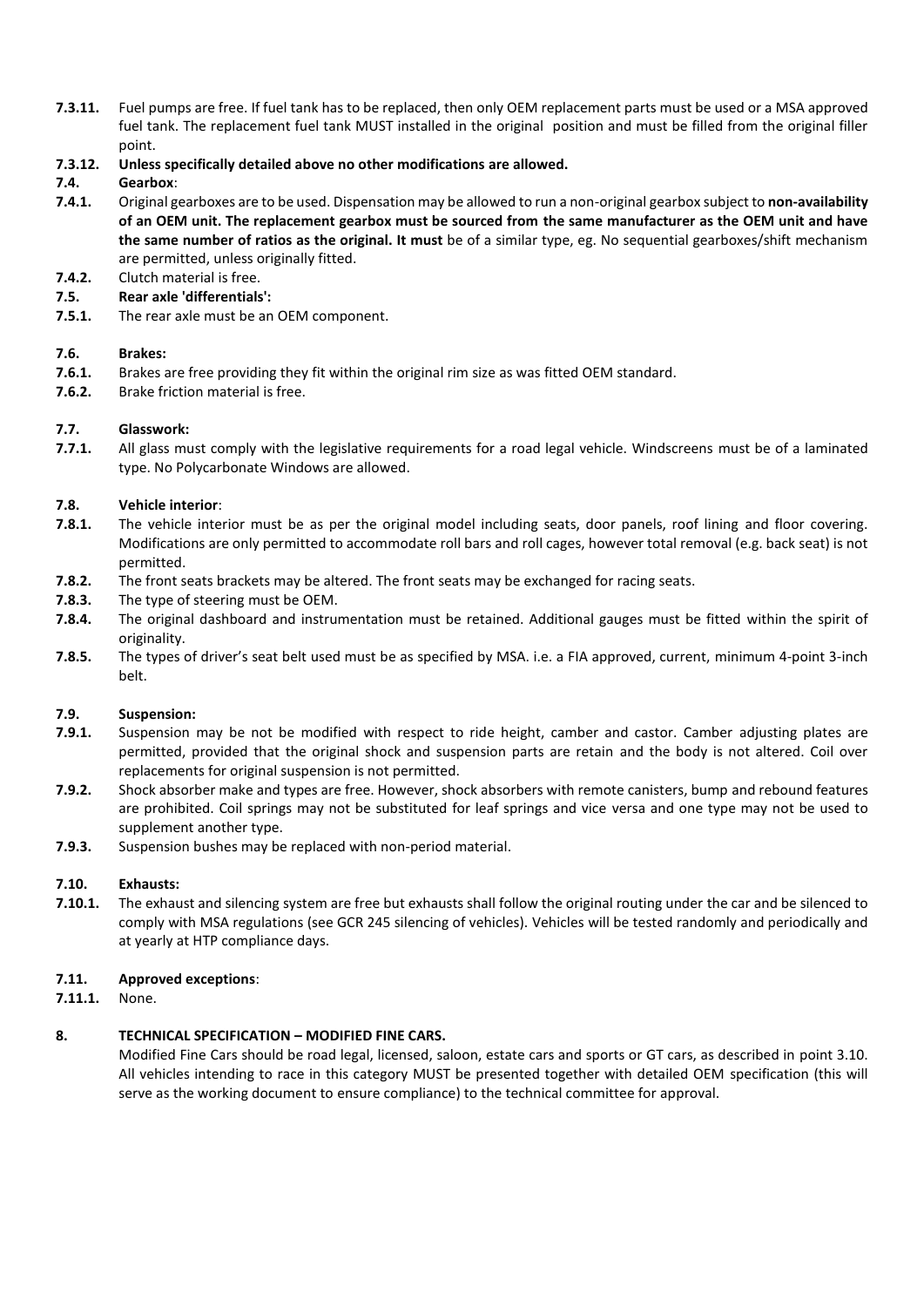**7.3.11.** Fuel pumps are free. If fuel tank has to be replaced, then only OEM replacement parts must be used or a MSA approved fuel tank. The replacement fuel tank MUST installed in the original position and must be filled from the original filler point.

**7.3.12. Unless specifically detailed above no other modifications are allowed.**

**7.4. Gearbox**:

**7.4.1.** Original gearboxes are to be used. Dispensation may be allowed to run a non-original gearbox subject to **non-availability of an OEM unit. The replacement gearbox must be sourced from the same manufacturer as the OEM unit and have the same number of ratios as the original. It must** be of a similar type, eg. No sequential gearboxes/shift mechanism are permitted, unless originally fitted.

**7.4.2.** Clutch material is free.

**7.5. Rear axle 'differentials':**

**7.5.1.** The rear axle must be an OEM component.

**7.6. Brakes:**

**7.6.1.** Brakes are free providing they fit within the original rim size as was fitted OEM standard.

**7.6.2.** Brake friction material is free.

**7.7. Glasswork:**

**7.7.1.** All glass must comply with the legislative requirements for a road legal vehicle. Windscreens must be of a laminated type. No Polycarbonate Windows are allowed.

**7.8. Vehicle interior**:

**7.8.1.** The vehicle interior must be as per the original model including seats, door panels, roof lining and floor covering. Modifications are only permitted to accommodate roll bars and roll cages, however total removal (e.g. back seat) is not permitted.

**7.8.2.** The front seats brackets may be altered. The front seats may be exchanged for racing seats.

**7.8.3.** The type of steering must be OEM.

**7.8.4.** The original dashboard and instrumentation must be retained. Additional gauges must be fitted within the spirit of originality.

**7.8.5.** The types of driver's seat belt used must be as specified by MSA. i.e. a FIA approved, current, minimum 4-point 3-inch belt.

**7.9. Suspension:**

**7.9.1.** Suspension may be not be modified with respect to ride height, camber and castor. Camber adjusting plates are permitted, provided that the original shock and suspension parts are retain and the body is not altered. Coil over replacements for original suspension is not permitted.

**7.9.2.** Shock absorber make and types are free. However, shock absorbers with remote canisters, bump and rebound features are prohibited. Coil springs may not be substituted for leaf springs and vice versa and one type may not be used to supplement another type.

**7.9.3.** Suspension bushes may be replaced with non-period material.

**7.10. Exhausts:**

**7.10.1.** The exhaust and silencing system are free but exhausts shall follow the original routing under the car and be silenced to comply with MSA regulations (see GCR 245 silencing of vehicles). Vehicles will be tested randomly and periodically and at yearly at HTP compliance days.

**7.11. Approved exceptions**:

**7.11.1.** None.

## 8. TECHNICAL SPECIFICATION – MODIFIED FINE CARS.

Modified Fine Cars should be road legal, licensed, saloon, estate cars and sports or GT cars, as described in point 3.10. All vehicles intending to race in this category MUST be presented together with detailed OEM specification (this will serve as the working document to ensure compliance) to the technical committee for approval.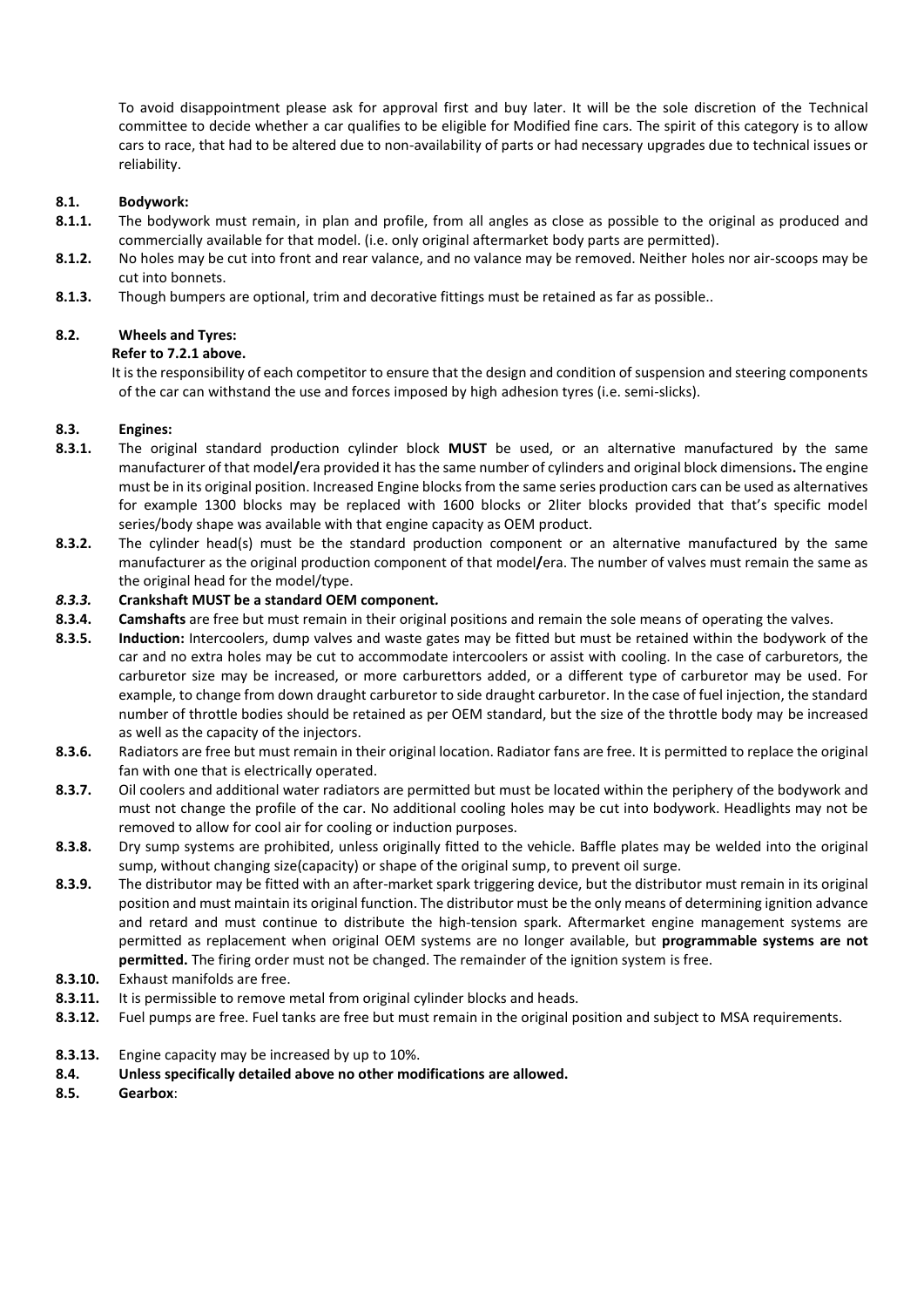To avoid disappointment please ask for approval first and buy later. It will be the sole discretion of the Technical committee to decide whether a car qualifies to be eligible for Modified fine cars. The spirit of this category is to allow cars to race, that had to be altered due to non-availability of parts or had necessary upgrades due to technical issues or reliability.

**8.1. Bodywork:**

**8.1.1.** The bodywork must remain, in plan and profile, from all angles as close as possible to the original as produced and commercially available for that model. (i.e. only original aftermarket body parts are permitted).

**8.1.2.** No holes may be cut into front and rear valance, and no valance may be removed. Neither holes nor air-scoops may be cut into bonnets.

**8.1.3.** Though bumpers are optional, trim and decorative fittings must be retained as far as possible..

**8.2. Wheels and Tyres:**

**Refer to 7.2.1 above.**

It is the responsibility of each competitor to ensure that the design and condition of suspension and steering components of the car can withstand the use and forces imposed by high adhesion tyres (i.e. semi-slicks).

**8.3. Engines:**

**8.3.1.** The original standard production cylinder block **MUST** be used, or an alternative manufactured by the same manufacturer of that model**/**era provided it has the same number of cylinders and original block dimensions**.** The engine must be in its original position. Increased Engine blocks from the same series production cars can be used as alternatives for example 1300 blocks may be replaced with 1600 blocks or 2liter blocks provided that that's specific model series/body shape was available with that engine capacity as OEM product.

**8.3.2.** The cylinder head(s) must be the standard production component or an alternative manufactured by the same manufacturer as the original production component of that model**/**era. The number of valves must remain the same as the original head for the model/type.

***8.3.3.*** **Crankshaft MUST be a standard OEM component.**

**8.3.4.** **Camshafts** are free but must remain in their original positions and remain the sole means of operating the valves.

**8.3.5.** **Induction:** Intercoolers, dump valves and waste gates may be fitted but must be retained within the bodywork of the car and no extra holes may be cut to accommodate intercoolers or assist with cooling. In the case of carburetors, the carburetor size may be increased, or more carburettors added, or a different type of carburetor may be used. For example, to change from down draught carburetor to side draught carburetor. In the case of fuel injection, the standard number of throttle bodies should be retained as per OEM standard, but the size of the throttle body may be increased as well as the capacity of the injectors.

**8.3.6.** Radiators are free but must remain in their original location. Radiator fans are free. It is permitted to replace the original fan with one that is electrically operated.

**8.3.7.** Oil coolers and additional water radiators are permitted but must be located within the periphery of the bodywork and must not change the profile of the car. No additional cooling holes may be cut into bodywork. Headlights may not be removed to allow for cool air for cooling or induction purposes.

**8.3.8.** Dry sump systems are prohibited, unless originally fitted to the vehicle. Baffle plates may be welded into the original sump, without changing size(capacity) or shape of the original sump, to prevent oil surge.

**8.3.9.** The distributor may be fitted with an after-market spark triggering device, but the distributor must remain in its original position and must maintain its original function. The distributor must be the only means of determining ignition advance and retard and must continue to distribute the high-tension spark. Aftermarket engine management systems are permitted as replacement when original OEM systems are no longer available, but **programmable systems are not permitted.** The firing order must not be changed. The remainder of the ignition system is free.

**8.3.10.** Exhaust manifolds are free.

**8.3.11.** It is permissible to remove metal from original cylinder blocks and heads.

**8.3.12.** Fuel pumps are free. Fuel tanks are free but must remain in the original position and subject to MSA requirements.

**8.3.13.** Engine capacity may be increased by up to 10%.

**8.4. Unless specifically detailed above no other modifications are allowed.**

**8.5. Gearbox**: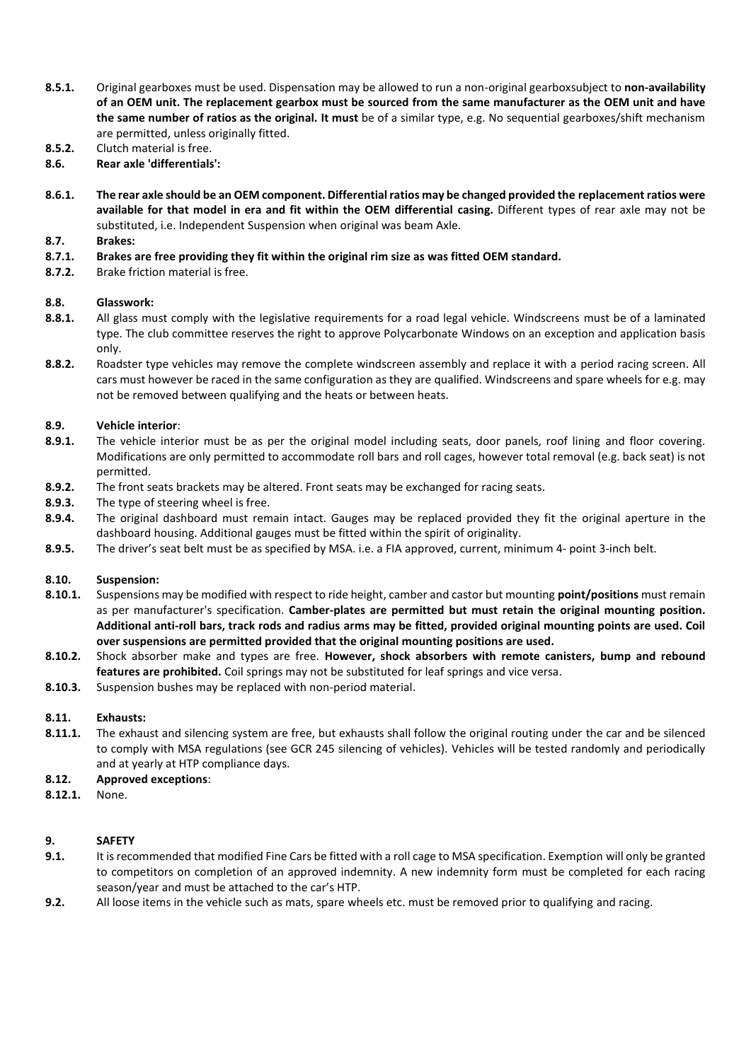**8.5.1.** Original gearboxes must be used. Dispensation may be allowed to run a non-original gearboxsubject to **non-availability of an OEM unit. The replacement gearbox must be sourced from the same manufacturer as the OEM unit and have the same number of ratios as the original. It must** be of a similar type, e.g. No sequential gearboxes/shift mechanism are permitted, unless originally fitted.

**8.5.2.** Clutch material is free.

**8.6. Rear axle 'differentials':**

**8.6.1. The rear axle should be an OEM component. Differential ratios may be changed provided the replacement ratios were available for that model in era and fit within the OEM differential casing.** Different types of rear axle may not be substituted, i.e. Independent Suspension when original was beam Axle.

**8.7. Brakes:**

**8.7.1. Brakes are free providing they fit within the original rim size as was fitted OEM standard.**

**8.7.2.** Brake friction material is free.

**8.8. Glasswork:**

**8.8.1.** All glass must comply with the legislative requirements for a road legal vehicle. Windscreens must be of a laminated type. The club committee reserves the right to approve Polycarbonate Windows on an exception and application basis only.

**8.8.2.** Roadster type vehicles may remove the complete windscreen assembly and replace it with a period racing screen. All cars must however be raced in the same configuration as they are qualified. Windscreens and spare wheels for e.g. may not be removed between qualifying and the heats or between heats.

**8.9. Vehicle interior**:

**8.9.1.** The vehicle interior must be as per the original model including seats, door panels, roof lining and floor covering. Modifications are only permitted to accommodate roll bars and roll cages, however total removal (e.g. back seat) is not permitted.

**8.9.2.** The front seats brackets may be altered. Front seats may be exchanged for racing seats.

**8.9.3.** The type of steering wheel is free.

**8.9.4.** The original dashboard must remain intact. Gauges may be replaced provided they fit the original aperture in the dashboard housing. Additional gauges must be fitted within the spirit of originality.

**8.9.5.** The driver's seat belt must be as specified by MSA. i.e. a FIA approved, current, minimum 4- point 3-inch belt.

**8.10. Suspension:**

**8.10.1.** Suspensions may be modified with respect to ride height, camber and castor but mounting **point/positions** must remain as per manufacturer's specification. **Camber-plates are permitted but must retain the original mounting position. Additional anti-roll bars, track rods and radius arms may be fitted, provided original mounting points are used. Coil over suspensions are permitted provided that the original mounting positions are used.**

**8.10.2.** Shock absorber make and types are free. **However, shock absorbers with remote canisters, bump and rebound features are prohibited.** Coil springs may not be substituted for leaf springs and vice versa.

**8.10.3.** Suspension bushes may be replaced with non-period material.

**8.11. Exhausts:**

**8.11.1.** The exhaust and silencing system are free, but exhausts shall follow the original routing under the car and be silenced to comply with MSA regulations (see GCR 245 silencing of vehicles). Vehicles will be tested randomly and periodically and at yearly at HTP compliance days.

**8.12. Approved exceptions**:

**8.12.1.** None.

## 9. SAFETY

**9.1.** It is recommended that modified Fine Cars be fitted with a roll cage to MSA specification. Exemption will only be granted to competitors on completion of an approved indemnity. A new indemnity form must be completed for each racing season/year and must be attached to the car's HTP.

**9.2.** All loose items in the vehicle such as mats, spare wheels etc. must be removed prior to qualifying and racing.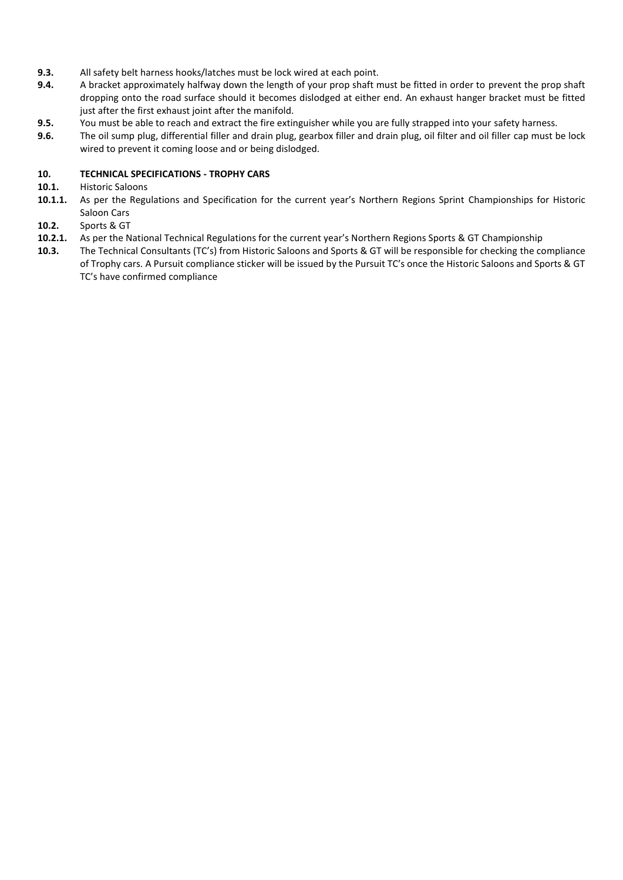**9.3.** All safety belt harness hooks/latches must be lock wired at each point.

**9.4.** A bracket approximately halfway down the length of your prop shaft must be fitted in order to prevent the prop shaft dropping onto the road surface should it becomes dislodged at either end. An exhaust hanger bracket must be fitted just after the first exhaust joint after the manifold.

**9.5.** You must be able to reach and extract the fire extinguisher while you are fully strapped into your safety harness.

**9.6.** The oil sump plug, differential filler and drain plug, gearbox filler and drain plug, oil filter and oil filler cap must be lock wired to prevent it coming loose and or being dislodged.

## 10. TECHNICAL SPECIFICATIONS - TROPHY CARS

**10.1.** Historic Saloons

**10.1.1.** As per the Regulations and Specification for the current year's Northern Regions Sprint Championships for Historic Saloon Cars

**10.2.** Sports & GT

**10.2.1.** As per the National Technical Regulations for the current year's Northern Regions Sports & GT Championship

**10.3.** The Technical Consultants (TC's) from Historic Saloons and Sports & GT will be responsible for checking the compliance of Trophy cars. A Pursuit compliance sticker will be issued by the Pursuit TC's once the Historic Saloons and Sports & GT TC's have confirmed compliance